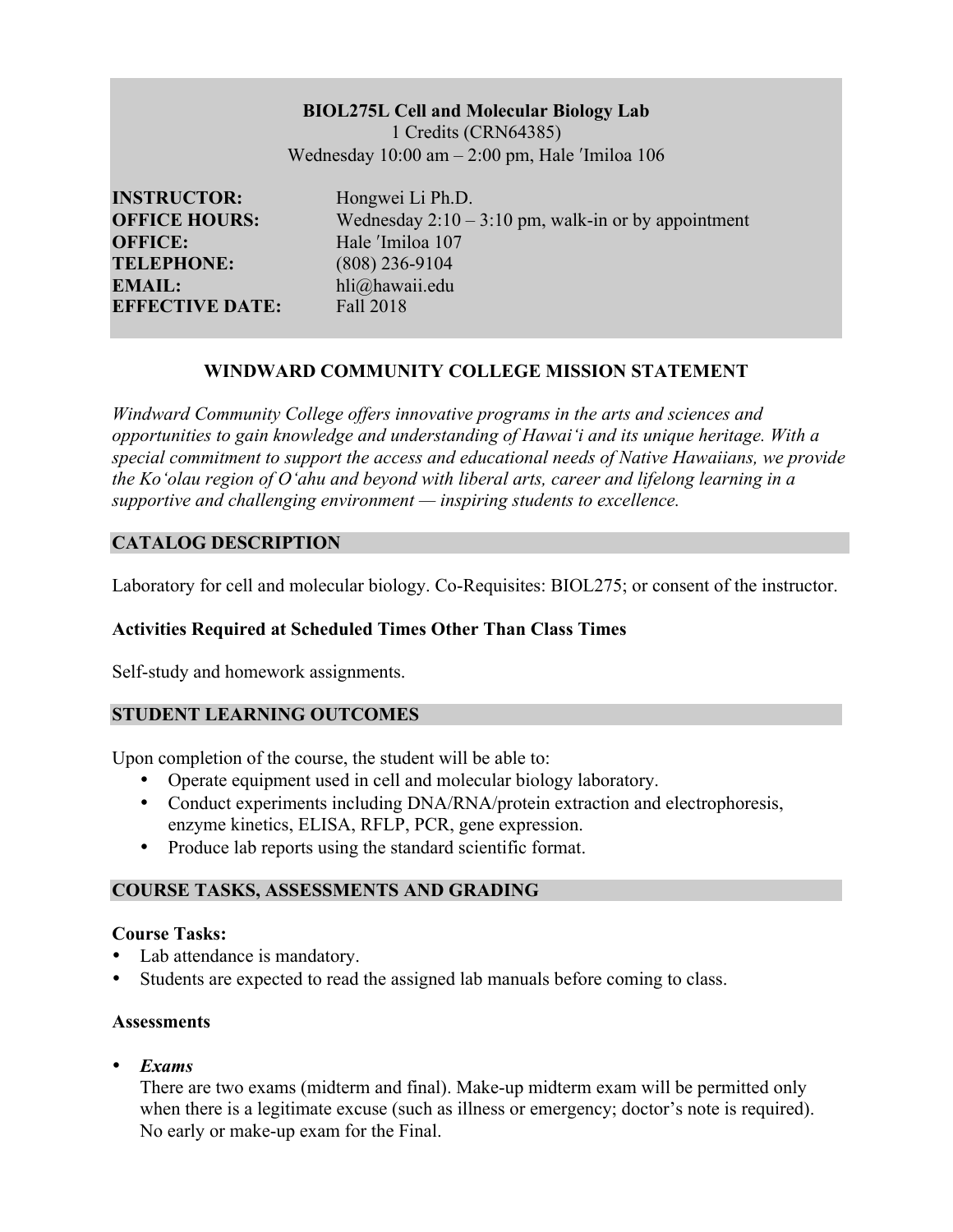**BIOL275L Cell and Molecular Biology Lab**
1 Credits (CRN64385)
Wednesday 10:00 am – 2:00 pm, Hale ʼImiloa 106

**INSTRUCTOR:** Hongwei Li Ph.D.
**OFFICE HOURS:** Wednesday 2:10 – 3:10 pm, walk-in or by appointment
**OFFICE:** Hale ʼImiloa 107
**TELEPHONE:** (808) 236-9104
**EMAIL:** hli@hawaii.edu
**EFFECTIVE DATE:** Fall 2018

## WINDWARD COMMUNITY COLLEGE MISSION STATEMENT

*Windward Community College offers innovative programs in the arts and sciences and opportunities to gain knowledge and understanding of Hawaiʻi and its unique heritage. With a special commitment to support the access and educational needs of Native Hawaiians, we provide the Koʻolau region of Oʻahu and beyond with liberal arts, career and lifelong learning in a supportive and challenging environment — inspiring students to excellence.*

## CATALOG DESCRIPTION

Laboratory for cell and molecular biology. Co-Requisites: BIOL275; or consent of the instructor.

### Activities Required at Scheduled Times Other Than Class Times

Self-study and homework assignments.

## STUDENT LEARNING OUTCOMES

Upon completion of the course, the student will be able to:

- Operate equipment used in cell and molecular biology laboratory.
- Conduct experiments including DNA/RNA/protein extraction and electrophoresis, enzyme kinetics, ELISA, RFLP, PCR, gene expression.
- Produce lab reports using the standard scientific format.

## COURSE TASKS, ASSESSMENTS AND GRADING

### Course Tasks:

- Lab attendance is mandatory.
- Students are expected to read the assigned lab manuals before coming to class.

### Assessments

- ***Exams***
  There are two exams (midterm and final). Make-up midterm exam will be permitted only when there is a legitimate excuse (such as illness or emergency; doctor's note is required). No early or make-up exam for the Final.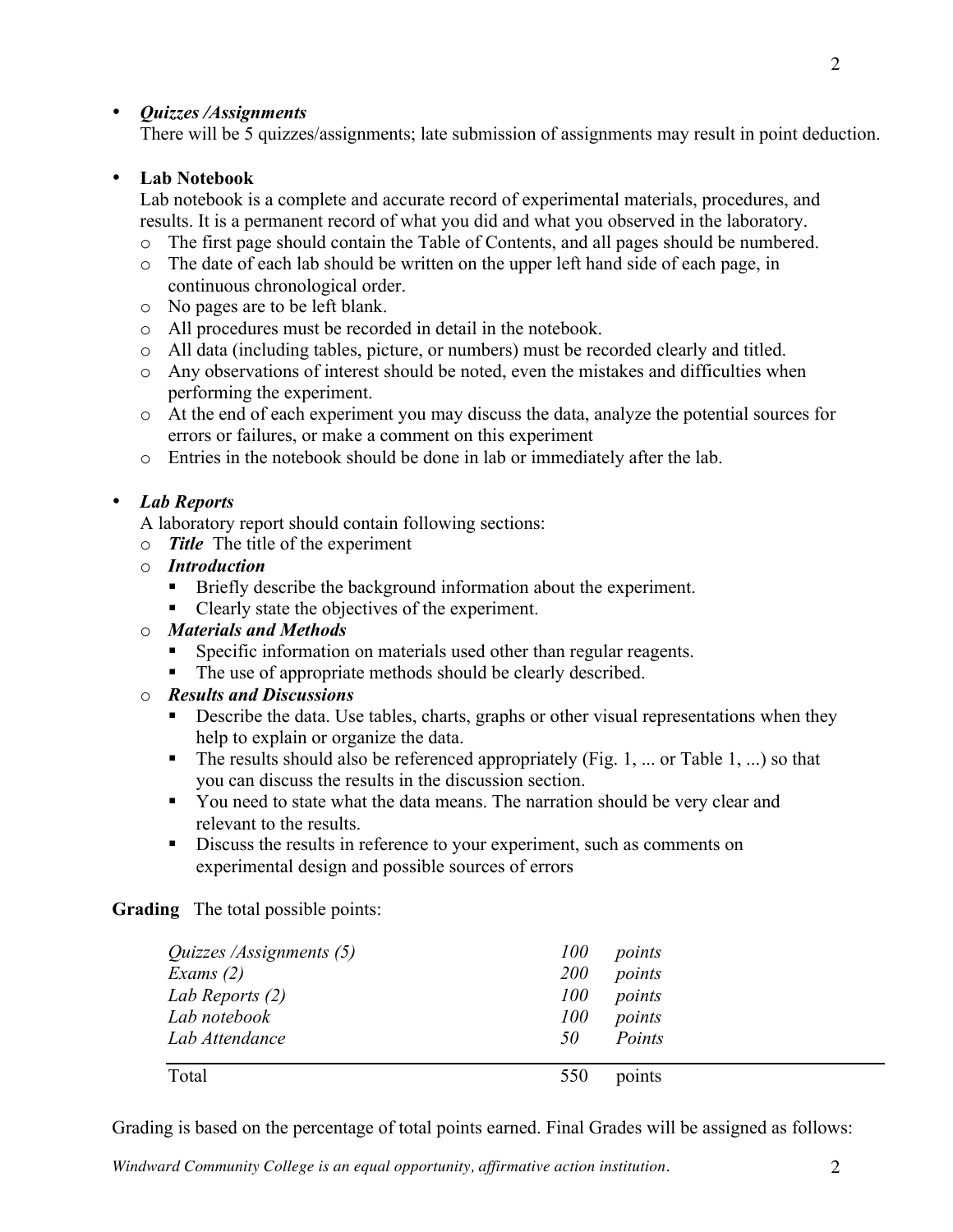- ***Quizzes /Assignments***
  There will be 5 quizzes/assignments; late submission of assignments may result in point deduction.

- **Lab Notebook**
  Lab notebook is a complete and accurate record of experimental materials, procedures, and results. It is a permanent record of what you did and what you observed in the laboratory.
  - The first page should contain the Table of Contents, and all pages should be numbered.
  - The date of each lab should be written on the upper left hand side of each page, in continuous chronological order.
  - No pages are to be left blank.
  - All procedures must be recorded in detail in the notebook.
  - All data (including tables, picture, or numbers) must be recorded clearly and titled.
  - Any observations of interest should be noted, even the mistakes and difficulties when performing the experiment.
  - At the end of each experiment you may discuss the data, analyze the potential sources for errors or failures, or make a comment on this experiment
  - Entries in the notebook should be done in lab or immediately after the lab.

- ***Lab Reports***
  A laboratory report should contain following sections:
  - ***Title*** The title of the experiment
  - ***Introduction***
    - Briefly describe the background information about the experiment.
    - Clearly state the objectives of the experiment.
  - ***Materials and Methods***
    - Specific information on materials used other than regular reagents.
    - The use of appropriate methods should be clearly described.
  - ***Results and Discussions***
    - Describe the data. Use tables, charts, graphs or other visual representations when they help to explain or organize the data.
    - The results should also be referenced appropriately (Fig. 1, ... or Table 1, ...) so that you can discuss the results in the discussion section.
    - You need to state what the data means. The narration should be very clear and relevant to the results.
    - Discuss the results in reference to your experiment, such as comments on experimental design and possible sources of errors

**Grading** The total possible points:

| | | |
|---|---|---|
| *Quizzes /Assignments (5)* | *100* | *points* |
| *Exams (2)* | *200* | *points* |
| *Lab Reports (2)* | *100* | *points* |
| *Lab notebook* | *100* | *points* |
| *Lab Attendance* | *50* | *Points* |
| Total | 550 | points |

Grading is based on the percentage of total points earned. Final Grades will be assigned as follows:

*Windward Community College is an equal opportunity, affirmative action institution.*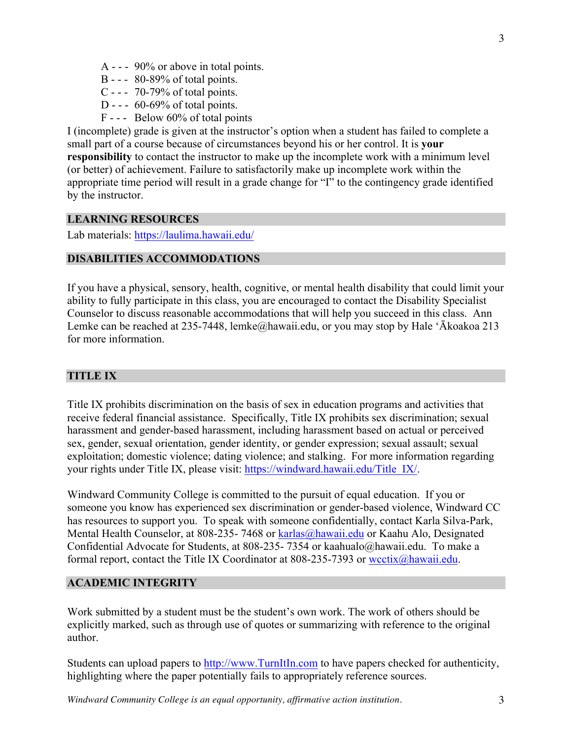- A - - - 90% or above in total points.
- B - - - 80-89% of total points.
- C - - - 70-79% of total points.
- D - - - 60-69% of total points.
- F - - - Below 60% of total points

I (incomplete) grade is given at the instructor's option when a student has failed to complete a small part of a course because of circumstances beyond his or her control. It is **your responsibility** to contact the instructor to make up the incomplete work with a minimum level (or better) of achievement. Failure to satisfactorily make up incomplete work within the appropriate time period will result in a grade change for "I" to the contingency grade identified by the instructor.

## LEARNING RESOURCES

Lab materials: https://laulima.hawaii.edu/

## DISABILITIES ACCOMMODATIONS

If you have a physical, sensory, health, cognitive, or mental health disability that could limit your ability to fully participate in this class, you are encouraged to contact the Disability Specialist Counselor to discuss reasonable accommodations that will help you succeed in this class. Ann Lemke can be reached at 235-7448, lemke@hawaii.edu, or you may stop by Hale ʻĀkoakoa 213 for more information.

## TITLE IX

Title IX prohibits discrimination on the basis of sex in education programs and activities that receive federal financial assistance. Specifically, Title IX prohibits sex discrimination; sexual harassment and gender-based harassment, including harassment based on actual or perceived sex, gender, sexual orientation, gender identity, or gender expression; sexual assault; sexual exploitation; domestic violence; dating violence; and stalking. For more information regarding your rights under Title IX, please visit: https://windward.hawaii.edu/Title_IX/.

Windward Community College is committed to the pursuit of equal education. If you or someone you know has experienced sex discrimination or gender-based violence, Windward CC has resources to support you. To speak with someone confidentially, contact Karla Silva-Park, Mental Health Counselor, at 808-235- 7468 or karlas@hawaii.edu or Kaahu Alo, Designated Confidential Advocate for Students, at 808-235- 7354 or kaahualo@hawaii.edu. To make a formal report, contact the Title IX Coordinator at 808-235-7393 or wcctix@hawaii.edu.

## ACADEMIC INTEGRITY

Work submitted by a student must be the student's own work. The work of others should be explicitly marked, such as through use of quotes or summarizing with reference to the original author.

Students can upload papers to http://www.TurnItIn.com to have papers checked for authenticity, highlighting where the paper potentially fails to appropriately reference sources.

*Windward Community College is an equal opportunity, affirmative action institution.*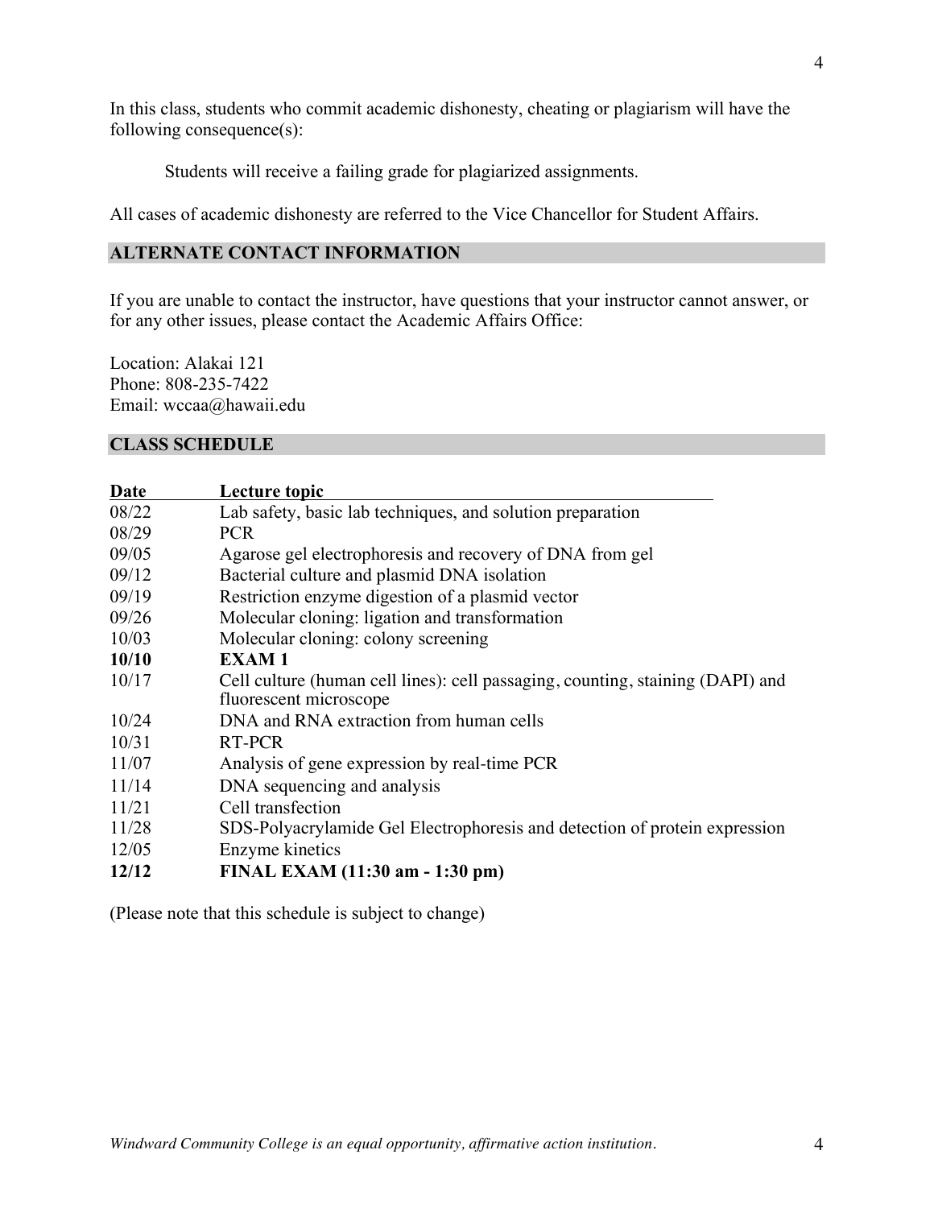In this class, students who commit academic dishonesty, cheating or plagiarism will have the following consequence(s):

> Students will receive a failing grade for plagiarized assignments.

All cases of academic dishonesty are referred to the Vice Chancellor for Student Affairs.

## ALTERNATE CONTACT INFORMATION

If you are unable to contact the instructor, have questions that your instructor cannot answer, or for any other issues, please contact the Academic Affairs Office:

Location: Alakai 121
Phone: 808-235-7422
Email: wccaa@hawaii.edu

## CLASS SCHEDULE

| Date | Lecture topic |
|---|---|
| 08/22 | Lab safety, basic lab techniques, and solution preparation |
| 08/29 | PCR |
| 09/05 | Agarose gel electrophoresis and recovery of DNA from gel |
| 09/12 | Bacterial culture and plasmid DNA isolation |
| 09/19 | Restriction enzyme digestion of a plasmid vector |
| 09/26 | Molecular cloning: ligation and transformation |
| 10/03 | Molecular cloning: colony screening |
| **10/10** | **EXAM 1** |
| 10/17 | Cell culture (human cell lines): cell passaging, counting, staining (DAPI) and fluorescent microscope |
| 10/24 | DNA and RNA extraction from human cells |
| 10/31 | RT-PCR |
| 11/07 | Analysis of gene expression by real-time PCR |
| 11/14 | DNA sequencing and analysis |
| 11/21 | Cell transfection |
| 11/28 | SDS-Polyacrylamide Gel Electrophoresis and detection of protein expression |
| 12/05 | Enzyme kinetics |
| **12/12** | **FINAL EXAM (11:30 am - 1:30 pm)** |

(Please note that this schedule is subject to change)

*Windward Community College is an equal opportunity, affirmative action institution.*